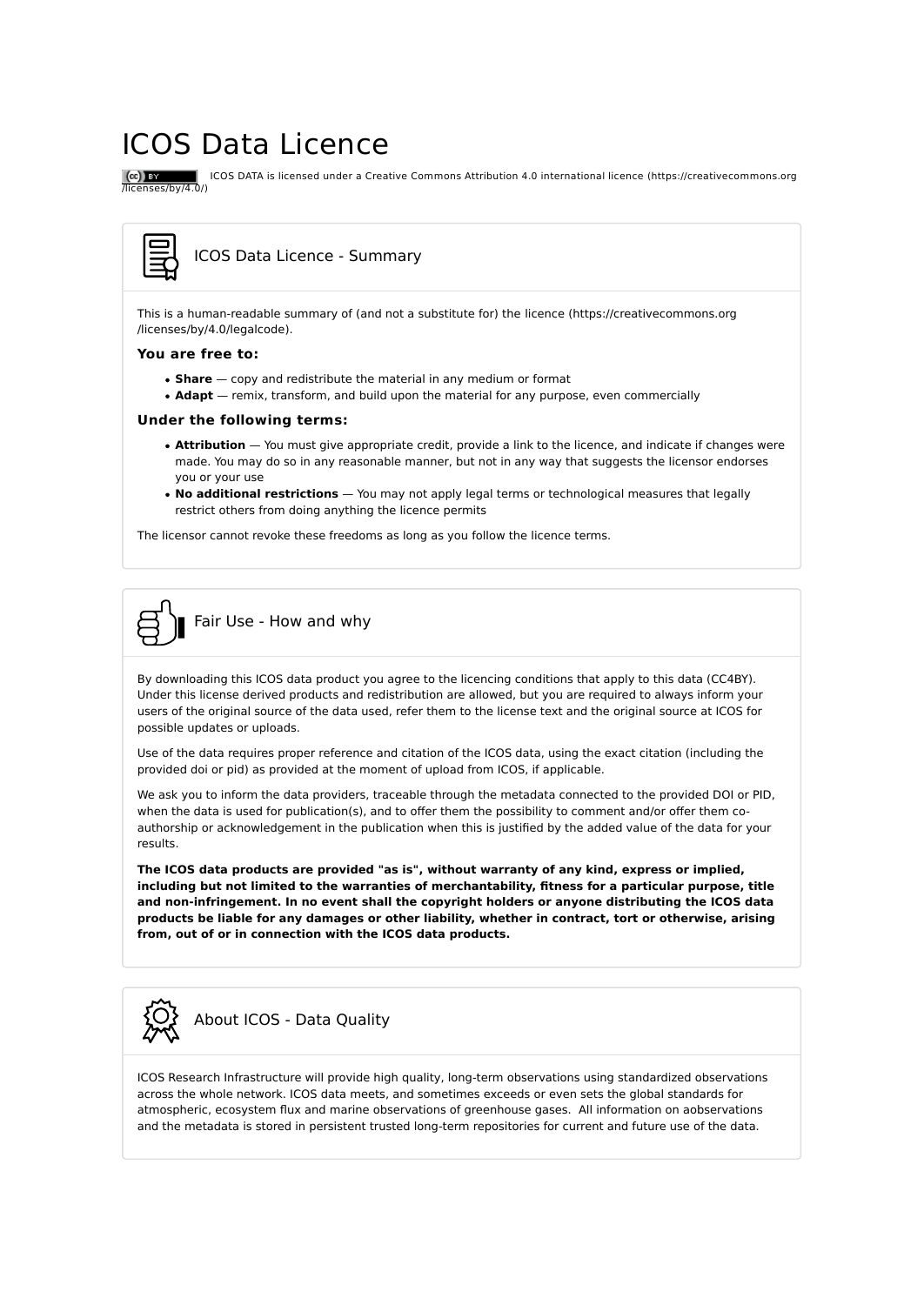# ICOS Data Licence

ICOS DATA is licensed under a Creative Commons Attribution 4.0 international licence (https://creativecommons.org/licenses/by/4.0/)

## ICOS Data Licence - Summary

This is a human-readable summary of (and not a substitute for) the licence (https://creativecommons.org/licenses/by/4.0/legalcode).

### You are free to:

- **Share** — copy and redistribute the material in any medium or format
- **Adapt** — remix, transform, and build upon the material for any purpose, even commercially

### Under the following terms:

- **Attribution** — You must give appropriate credit, provide a link to the licence, and indicate if changes were made. You may do so in any reasonable manner, but not in any way that suggests the licensor endorses you or your use
- **No additional restrictions** — You may not apply legal terms or technological measures that legally restrict others from doing anything the licence permits

The licensor cannot revoke these freedoms as long as you follow the licence terms.

## Fair Use - How and why

By downloading this ICOS data product you agree to the licencing conditions that apply to this data (CC4BY). Under this license derived products and redistribution are allowed, but you are required to always inform your users of the original source of the data used, refer them to the license text and the original source at ICOS for possible updates or uploads.

Use of the data requires proper reference and citation of the ICOS data, using the exact citation (including the provided doi or pid) as provided at the moment of upload from ICOS, if applicable.

We ask you to inform the data providers, traceable through the metadata connected to the provided DOI or PID, when the data is used for publication(s), and to offer them the possibility to comment and/or offer them co-authorship or acknowledgement in the publication when this is justified by the added value of the data for your results.

**The ICOS data products are provided "as is", without warranty of any kind, express or implied, including but not limited to the warranties of merchantability, fitness for a particular purpose, title and non-infringement. In no event shall the copyright holders or anyone distributing the ICOS data products be liable for any damages or other liability, whether in contract, tort or otherwise, arising from, out of or in connection with the ICOS data products.**

## About ICOS - Data Quality

ICOS Research Infrastructure will provide high quality, long-term observations using standardized observations across the whole network. ICOS data meets, and sometimes exceeds or even sets the global standards for atmospheric, ecosystem flux and marine observations of greenhouse gases. All information on aobservations and the metadata is stored in persistent trusted long-term repositories for current and future use of the data.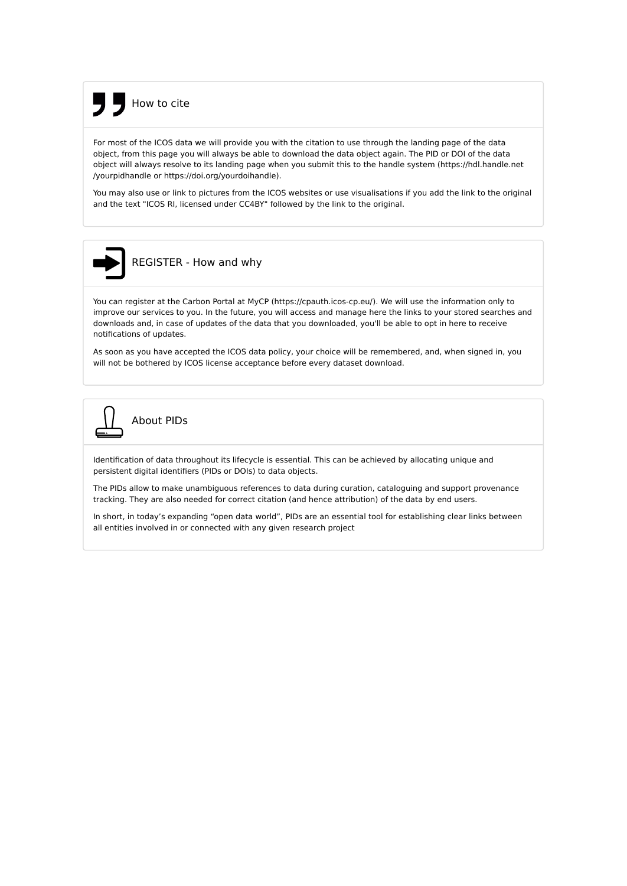## How to cite

For most of the ICOS data we will provide you with the citation to use through the landing page of the data object, from this page you will always be able to download the data object again. The PID or DOI of the data object will always resolve to its landing page when you submit this to the handle system (https://hdl.handle.net /yourpidhandle or https://doi.org/yourdoihandle).

You may also use or link to pictures from the ICOS websites or use visualisations if you add the link to the original and the text "ICOS RI, licensed under CC4BY" followed by the link to the original.

## REGISTER - How and why

You can register at the Carbon Portal at MyCP (https://cpauth.icos-cp.eu/). We will use the information only to improve our services to you. In the future, you will access and manage here the links to your stored searches and downloads and, in case of updates of the data that you downloaded, you'll be able to opt in here to receive notifications of updates.

As soon as you have accepted the ICOS data policy, your choice will be remembered, and, when signed in, you will not be bothered by ICOS license acceptance before every dataset download.

## About PIDs

Identification of data throughout its lifecycle is essential. This can be achieved by allocating unique and persistent digital identifiers (PIDs or DOIs) to data objects.

The PIDs allow to make unambiguous references to data during curation, cataloguing and support provenance tracking. They are also needed for correct citation (and hence attribution) of the data by end users.

In short, in today's expanding "open data world", PIDs are an essential tool for establishing clear links between all entities involved in or connected with any given research project